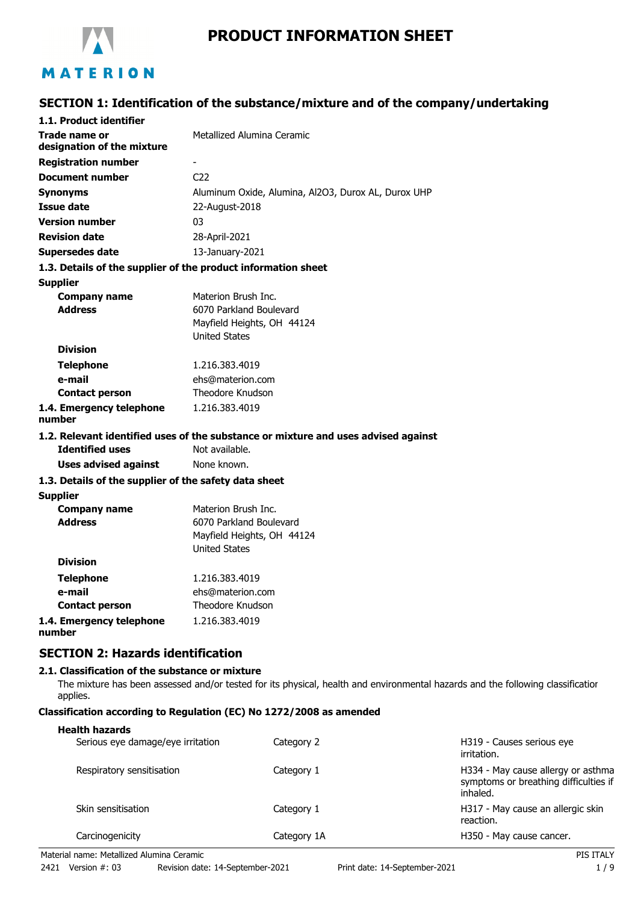# PRODUCT INFORMATION SHEET

## SECTION 1: Identification of the substance/mixture and of the company/undertaking

### 1.1. Product identifier

| | |
|---|---|
| **Trade name or designation of the mixture** | Metallized Alumina Ceramic |
| **Registration number** | - |
| **Document number** | C22 |
| **Synonyms** | Aluminum Oxide, Alumina, Al2O3, Durox AL, Durox UHP |
| **Issue date** | 22-August-2018 |
| **Version number** | 03 |
| **Revision date** | 28-April-2021 |
| **Supersedes date** | 13-January-2021 |

### 1.3. Details of the supplier of the product information sheet

**Supplier**

| | |
|---|---|
| **Company name** | Materion Brush Inc. |
| **Address** | 6070 Parkland Boulevard<br>Mayfield Heights, OH 44124<br>United States |
| **Division** | |
| **Telephone** | 1.216.383.4019 |
| **e-mail** | ehs@materion.com |
| **Contact person** | Theodore Knudson |
| **1.4. Emergency telephone number** | 1.216.383.4019 |

### 1.2. Relevant identified uses of the substance or mixture and uses advised against

| | |
|---|---|
| **Identified uses** | Not available. |
| **Uses advised against** | None known. |

### 1.3. Details of the supplier of the safety data sheet

**Supplier**

| | |
|---|---|
| **Company name** | Materion Brush Inc. |
| **Address** | 6070 Parkland Boulevard<br>Mayfield Heights, OH 44124<br>United States |
| **Division** | |
| **Telephone** | 1.216.383.4019 |
| **e-mail** | ehs@materion.com |
| **Contact person** | Theodore Knudson |
| **1.4. Emergency telephone number** | 1.216.383.4019 |

## SECTION 2: Hazards identification

### 2.1. Classification of the substance or mixture

The mixture has been assessed and/or tested for its physical, health and environmental hazards and the following classification applies.

**Classification according to Regulation (EC) No 1272/2008 as amended**

**Health hazards**

| | | |
|---|---|---|
| Serious eye damage/eye irritation | Category 2 | H319 - Causes serious eye irritation. |
| Respiratory sensitisation | Category 1 | H334 - May cause allergy or asthma symptoms or breathing difficulties if inhaled. |
| Skin sensitisation | Category 1 | H317 - May cause an allergic skin reaction. |
| Carcinogenicity | Category 1A | H350 - May cause cancer. |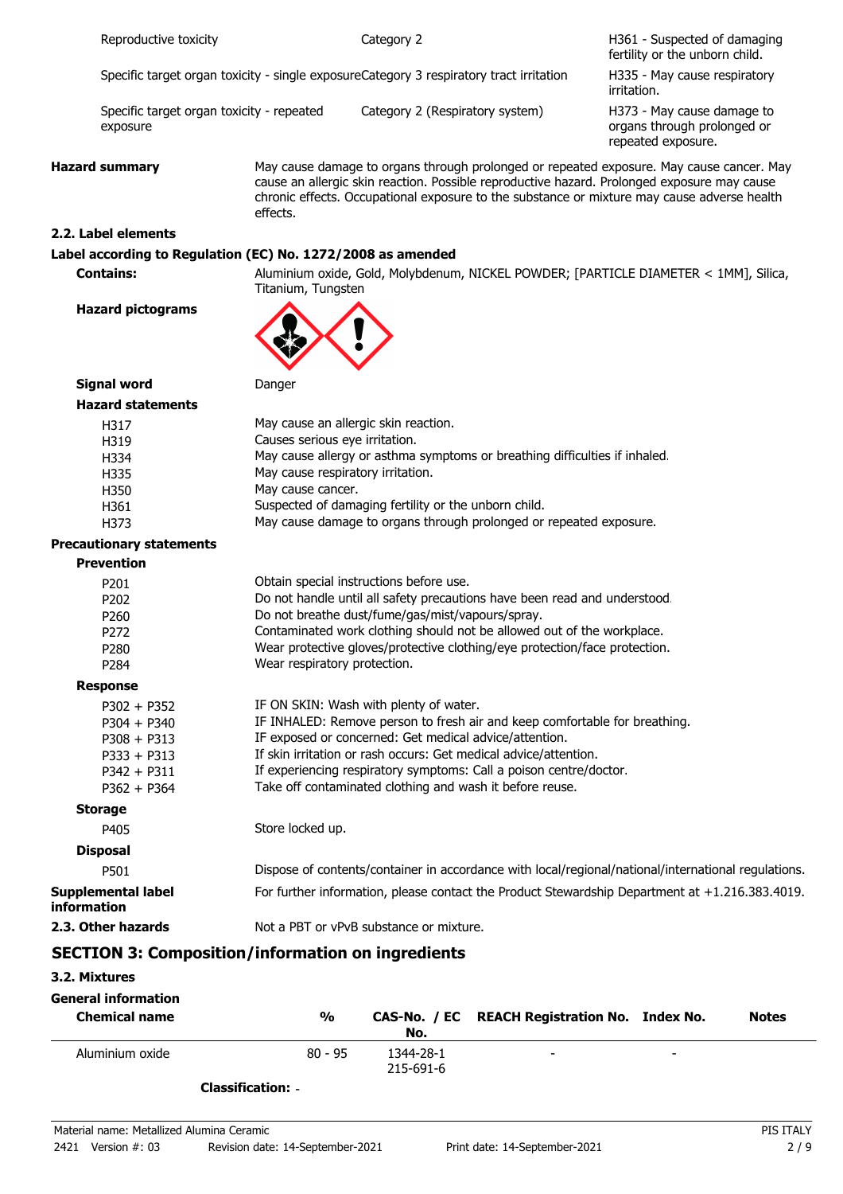| Reproductive toxicity | Category 2 | H361 - Suspected of damaging fertility or the unborn child. |
|---|---|---|
| Specific target organ toxicity - single exposure | Category 3 respiratory tract irritation | H335 - May cause respiratory irritation. |
| Specific target organ toxicity - repeated exposure | Category 2 (Respiratory system) | H373 - May cause damage to organs through prolonged or repeated exposure. |

**Hazard summary**

May cause damage to organs through prolonged or repeated exposure. May cause cancer. May cause an allergic skin reaction. Possible reproductive hazard. Prolonged exposure may cause chronic effects. Occupational exposure to the substance or mixture may cause adverse health effects.

### 2.2. Label elements

**Label according to Regulation (EC) No. 1272/2008 as amended**

**Contains:** Aluminium oxide, Gold, Molybdenum, NICKEL POWDER; [PARTICLE DIAMETER < 1MM], Silica, Titanium, Tungsten

**Hazard pictograms**

**Signal word** Danger

**Hazard statements**

- H317 May cause an allergic skin reaction.
- H319 Causes serious eye irritation.
- H334 May cause allergy or asthma symptoms or breathing difficulties if inhaled.
- H335 May cause respiratory irritation.
- H350 May cause cancer.
- H361 Suspected of damaging fertility or the unborn child.
- H373 May cause damage to organs through prolonged or repeated exposure.

**Precautionary statements**

**Prevention**

- P201 Obtain special instructions before use.
- P202 Do not handle until all safety precautions have been read and understood.
- P260 Do not breathe dust/fume/gas/mist/vapours/spray.
- P272 Contaminated work clothing should not be allowed out of the workplace.
- P280 Wear protective gloves/protective clothing/eye protection/face protection.
- P284 Wear respiratory protection.

**Response**

- P302 + P352 IF ON SKIN: Wash with plenty of water.
- P304 + P340 IF INHALED: Remove person to fresh air and keep comfortable for breathing.
- P308 + P313 IF exposed or concerned: Get medical advice/attention.
- P333 + P313 If skin irritation or rash occurs: Get medical advice/attention.
- P342 + P311 If experiencing respiratory symptoms: Call a poison centre/doctor.
- P362 + P364 Take off contaminated clothing and wash it before reuse.

**Storage**

- P405 Store locked up.

**Disposal**

- P501 Dispose of contents/container in accordance with local/regional/national/international regulations.

**Supplemental label information** For further information, please contact the Product Stewardship Department at +1.216.383.4019.

**2.3. Other hazards** Not a PBT or vPvB substance or mixture.

## SECTION 3: Composition/information on ingredients

### 3.2. Mixtures

**General information**

| Chemical name | % | CAS-No. / EC No. | REACH Registration No. | Index No. | Notes |
|---|---|---|---|---|---|
| Aluminium oxide | 80 - 95 | 1344-28-1<br>215-691-6 | - | - | |

**Classification:** -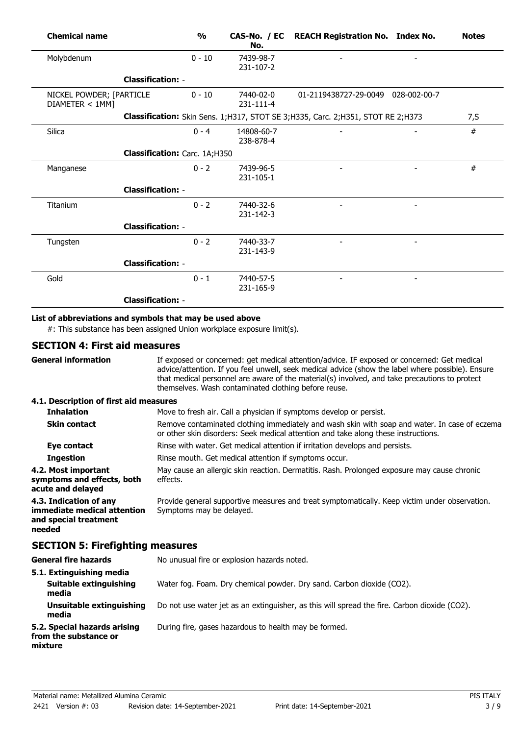| Chemical name | % | CAS-No. / EC No. | REACH Registration No. | Index No. | Notes |
|---|---|---|---|---|---|
| Molybdenum | 0 - 10 | 7439-98-7 231-107-2 | - | - | |
| **Classification:** - | | | | | |
| NICKEL POWDER; [PARTICLE DIAMETER < 1MM] | 0 - 10 | 7440-02-0 231-111-4 | 01-2119438727-29-0049 | 028-002-00-7 | |
| **Classification:** Skin Sens. 1;H317, STOT SE 3;H335, Carc. 2;H351, STOT RE 2;H373 | | | | | 7,S |
| Silica | 0 - 4 | 14808-60-7 238-878-4 | - | - | # |
| **Classification:** Carc. 1A;H350 | | | | | |
| Manganese | 0 - 2 | 7439-96-5 231-105-1 | - | - | # |
| **Classification:** - | | | | | |
| Titanium | 0 - 2 | 7440-32-6 231-142-3 | - | - | |
| **Classification:** - | | | | | |
| Tungsten | 0 - 2 | 7440-33-7 231-143-9 | - | - | |
| **Classification:** - | | | | | |
| Gold | 0 - 1 | 7440-57-5 231-165-9 | - | - | |
| **Classification:** - | | | | | |

**List of abbreviations and symbols that may be used above**

#: This substance has been assigned Union workplace exposure limit(s).

## SECTION 4: First aid measures

**General information**

If exposed or concerned: get medical attention/advice. IF exposed or concerned: Get medical advice/attention. If you feel unwell, seek medical advice (show the label where possible). Ensure that medical personnel are aware of the material(s) involved, and take precautions to protect themselves. Wash contaminated clothing before reuse.

### 4.1. Description of first aid measures

**Inhalation**

Move to fresh air. Call a physician if symptoms develop or persist.

**Skin contact**

Remove contaminated clothing immediately and wash skin with soap and water. In case of eczema or other skin disorders: Seek medical attention and take along these instructions.

**Eye contact**

Rinse with water. Get medical attention if irritation develops and persists.

**Ingestion**

Rinse mouth. Get medical attention if symptoms occur.

**4.2. Most important symptoms and effects, both acute and delayed**

May cause an allergic skin reaction. Dermatitis. Rash. Prolonged exposure may cause chronic effects.

**4.3. Indication of any immediate medical attention and special treatment needed**

Provide general supportive measures and treat symptomatically. Keep victim under observation. Symptoms may be delayed.

## SECTION 5: Firefighting measures

**General fire hazards**

No unusual fire or explosion hazards noted.

### 5.1. Extinguishing media

**Suitable extinguishing media**

Water fog. Foam. Dry chemical powder. Dry sand. Carbon dioxide ($CO_2$).

**Unsuitable extinguishing media**

Do not use water jet as an extinguisher, as this will spread the fire. Carbon dioxide ($CO_2$).

**5.2. Special hazards arising from the substance or mixture**

During fire, gases hazardous to health may be formed.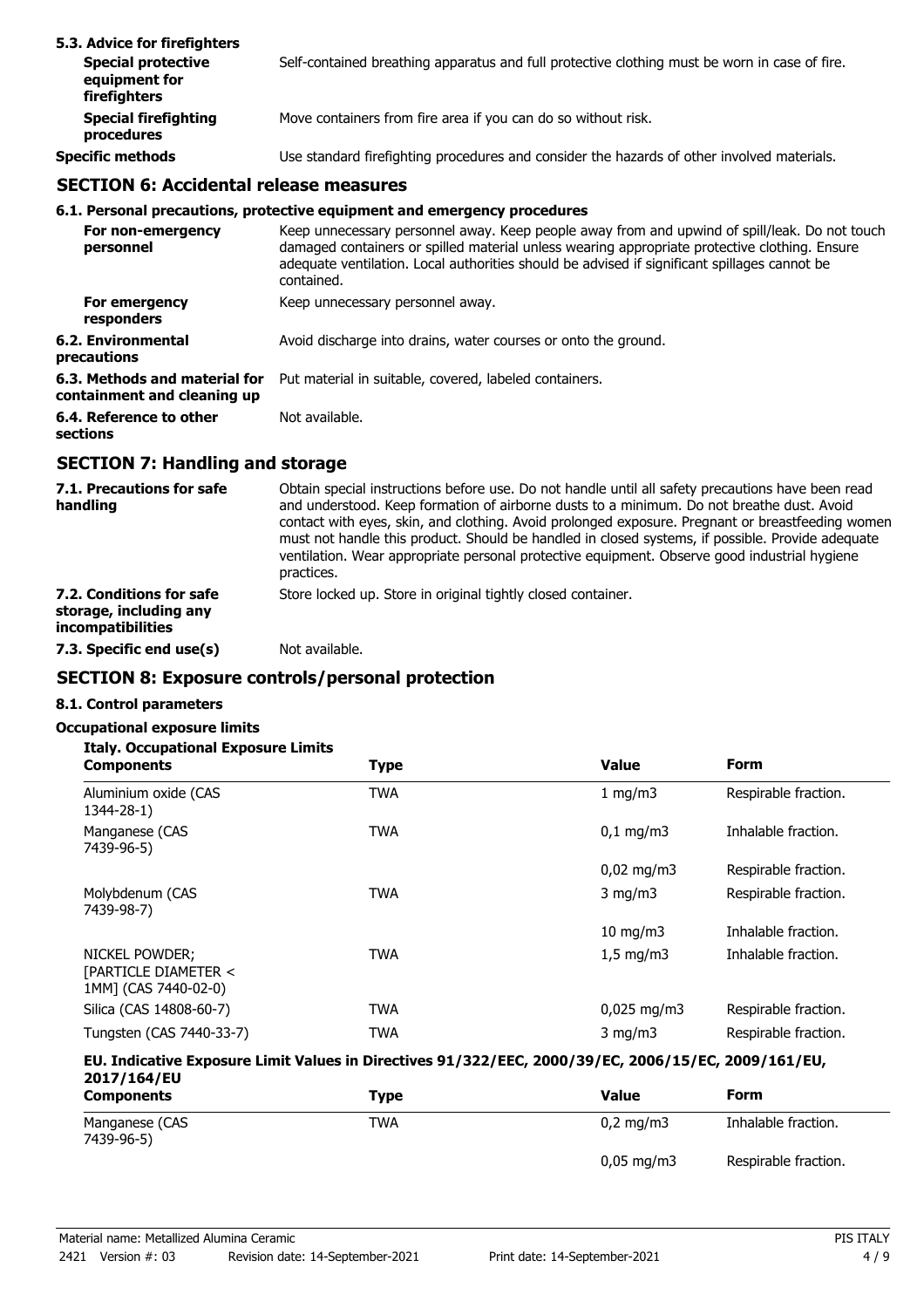**5.3. Advice for firefighters**

| | |
|---|---|
| **Special protective equipment for firefighters** | Self-contained breathing apparatus and full protective clothing must be worn in case of fire. |
| **Special firefighting procedures** | Move containers from fire area if you can do so without risk. |
| **Specific methods** | Use standard firefighting procedures and consider the hazards of other involved materials. |

## SECTION 6: Accidental release measures

**6.1. Personal precautions, protective equipment and emergency procedures**

| | |
|---|---|
| **For non-emergency personnel** | Keep unnecessary personnel away. Keep people away from and upwind of spill/leak. Do not touch damaged containers or spilled material unless wearing appropriate protective clothing. Ensure adequate ventilation. Local authorities should be advised if significant spillages cannot be contained. |
| **For emergency responders** | Keep unnecessary personnel away. |
| **6.2. Environmental precautions** | Avoid discharge into drains, water courses or onto the ground. |
| **6.3. Methods and material for containment and cleaning up** | Put material in suitable, covered, labeled containers. |
| **6.4. Reference to other sections** | Not available. |

## SECTION 7: Handling and storage

| | |
|---|---|
| **7.1. Precautions for safe handling** | Obtain special instructions before use. Do not handle until all safety precautions have been read and understood. Keep formation of airborne dusts to a minimum. Do not breathe dust. Avoid contact with eyes, skin, and clothing. Avoid prolonged exposure. Pregnant or breastfeeding women must not handle this product. Should be handled in closed systems, if possible. Provide adequate ventilation. Wear appropriate personal protective equipment. Observe good industrial hygiene practices. |
| **7.2. Conditions for safe storage, including any incompatibilities** | Store locked up. Store in original tightly closed container. |
| **7.3. Specific end use(s)** | Not available. |

## SECTION 8: Exposure controls/personal protection

**8.1. Control parameters**

**Occupational exposure limits**

**Italy. Occupational Exposure Limits**

| Components | Type | Value | Form |
|---|---|---|---|
| Aluminium oxide (CAS 1344-28-1) | TWA | 1 mg/m3 | Respirable fraction. |
| Manganese (CAS 7439-96-5) | TWA | 0,1 mg/m3 | Inhalable fraction. |
| | | 0,02 mg/m3 | Respirable fraction. |
| Molybdenum (CAS 7439-98-7) | TWA | 3 mg/m3 | Respirable fraction. |
| | | 10 mg/m3 | Inhalable fraction. |
| NICKEL POWDER; [PARTICLE DIAMETER < 1MM] (CAS 7440-02-0) | TWA | 1,5 mg/m3 | Inhalable fraction. |
| Silica (CAS 14808-60-7) | TWA | 0,025 mg/m3 | Respirable fraction. |
| Tungsten (CAS 7440-33-7) | TWA | 3 mg/m3 | Respirable fraction. |

**EU. Indicative Exposure Limit Values in Directives 91/322/EEC, 2000/39/EC, 2006/15/EC, 2009/161/EU, 2017/164/EU**

| Components | Type | Value | Form |
|---|---|---|---|
| Manganese (CAS 7439-96-5) | TWA | 0,2 mg/m3 | Inhalable fraction. |
| | | 0,05 mg/m3 | Respirable fraction. |

Material name: Metallized Alumina Ceramic
2421 Version #: 03 Revision date: 14-September-2021 Print date: 14-September-2021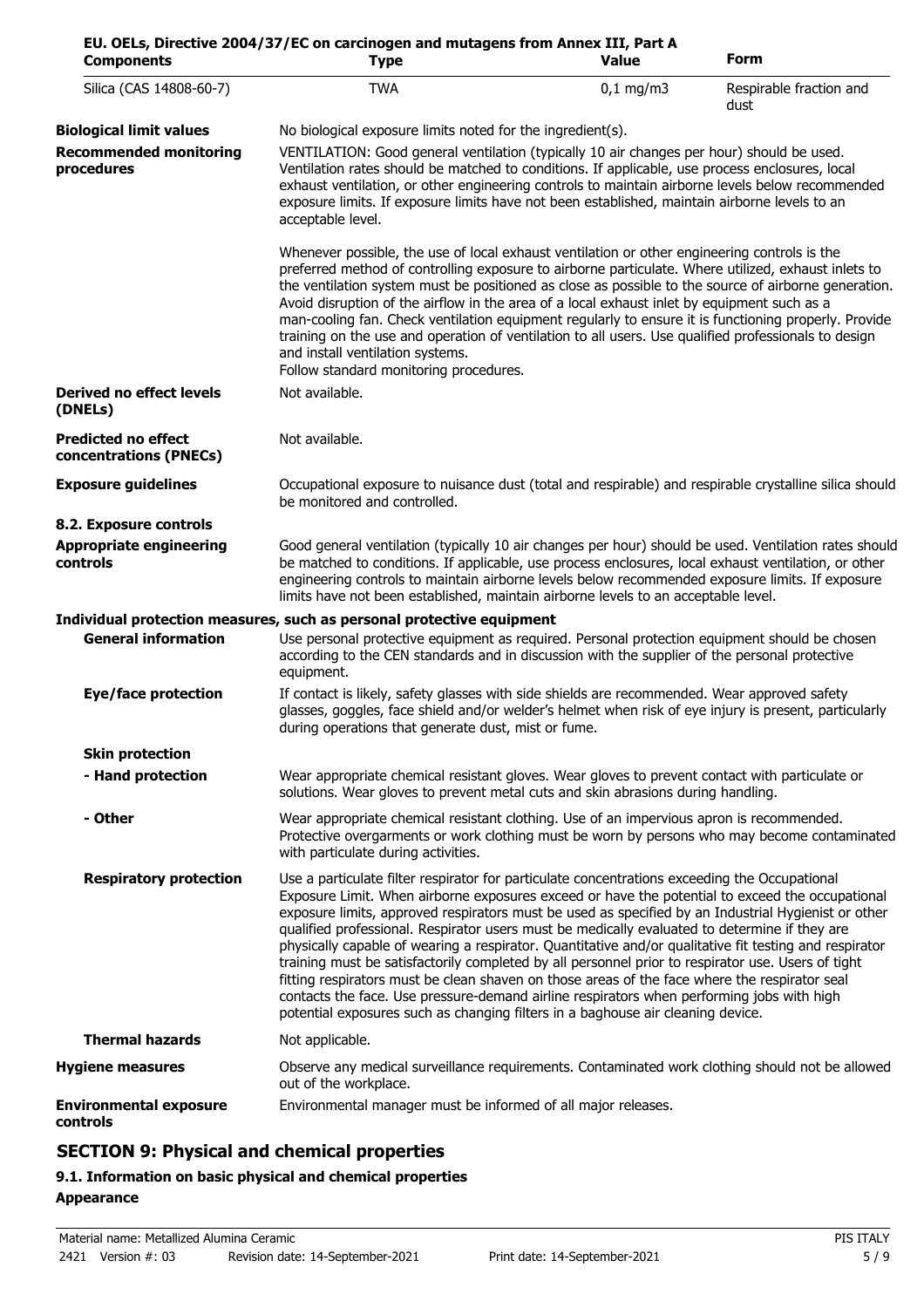**EU. OELs, Directive 2004/37/EC on carcinogen and mutagens from Annex III, Part A**

| Components | Type | Value | Form |
|---|---|---|---|
| Silica (CAS 14808-60-7) | TWA | 0,1 mg/m3 | Respirable fraction and dust |

**Biological limit values**
No biological exposure limits noted for the ingredient(s).

**Recommended monitoring procedures**
VENTILATION: Good general ventilation (typically 10 air changes per hour) should be used. Ventilation rates should be matched to conditions. If applicable, use process enclosures, local exhaust ventilation, or other engineering controls to maintain airborne levels below recommended exposure limits. If exposure limits have not been established, maintain airborne levels to an acceptable level.

Whenever possible, the use of local exhaust ventilation or other engineering controls is the preferred method of controlling exposure to airborne particulate. Where utilized, exhaust inlets to the ventilation system must be positioned as close as possible to the source of airborne generation. Avoid disruption of the airflow in the area of a local exhaust inlet by equipment such as a man-cooling fan. Check ventilation equipment regularly to ensure it is functioning properly. Provide training on the use and operation of ventilation to all users. Use qualified professionals to design and install ventilation systems.
Follow standard monitoring procedures.

**Derived no effect levels (DNELs)**
Not available.

**Predicted no effect concentrations (PNECs)**
Not available.

**Exposure guidelines**
Occupational exposure to nuisance dust (total and respirable) and respirable crystalline silica should be monitored and controlled.

### 8.2. Exposure controls

**Appropriate engineering controls**
Good general ventilation (typically 10 air changes per hour) should be used. Ventilation rates should be matched to conditions. If applicable, use process enclosures, local exhaust ventilation, or other engineering controls to maintain airborne levels below recommended exposure limits. If exposure limits have not been established, maintain airborne levels to an acceptable level.

**Individual protection measures, such as personal protective equipment**

**General information**
Use personal protective equipment as required. Personal protection equipment should be chosen according to the CEN standards and in discussion with the supplier of the personal protective equipment.

**Eye/face protection**
If contact is likely, safety glasses with side shields are recommended. Wear approved safety glasses, goggles, face shield and/or welder's helmet when risk of eye injury is present, particularly during operations that generate dust, mist or fume.

**Skin protection**

**- Hand protection**
Wear appropriate chemical resistant gloves. Wear gloves to prevent contact with particulate or solutions. Wear gloves to prevent metal cuts and skin abrasions during handling.

**- Other**
Wear appropriate chemical resistant clothing. Use of an impervious apron is recommended. Protective overgarments or work clothing must be worn by persons who may become contaminated with particulate during activities.

**Respiratory protection**
Use a particulate filter respirator for particulate concentrations exceeding the Occupational Exposure Limit. When airborne exposures exceed or have the potential to exceed the occupational exposure limits, approved respirators must be used as specified by an Industrial Hygienist or other qualified professional. Respirator users must be medically evaluated to determine if they are physically capable of wearing a respirator. Quantitative and/or qualitative fit testing and respirator training must be satisfactorily completed by all personnel prior to respirator use. Users of tight fitting respirators must be clean shaven on those areas of the face where the respirator seal contacts the face. Use pressure-demand airline respirators when performing jobs with high potential exposures such as changing filters in a baghouse air cleaning device.

**Thermal hazards**
Not applicable.

**Hygiene measures**
Observe any medical surveillance requirements. Contaminated work clothing should not be allowed out of the workplace.

**Environmental exposure controls**
Environmental manager must be informed of all major releases.

## SECTION 9: Physical and chemical properties

### 9.1. Information on basic physical and chemical properties

**Appearance**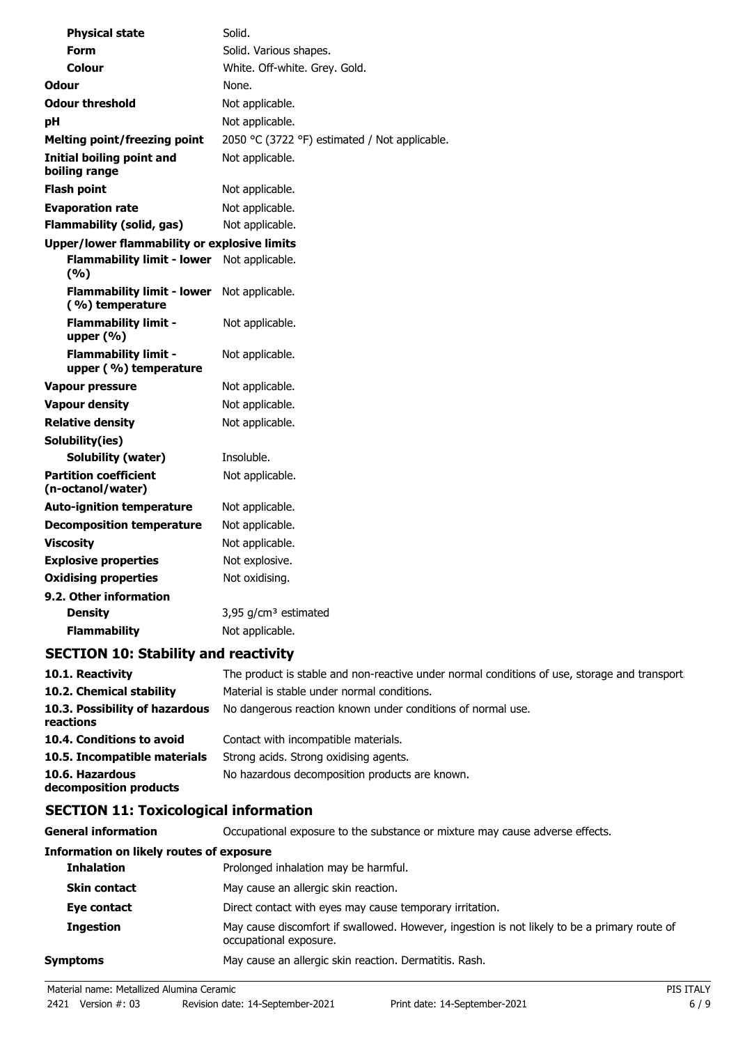| | |
|---|---|
| **Physical state** | Solid. |
| **Form** | Solid. Various shapes. |
| **Colour** | White. Off-white. Grey. Gold. |
| **Odour** | None. |
| **Odour threshold** | Not applicable. |
| **pH** | Not applicable. |
| **Melting point/freezing point** | 2050 °C (3722 °F) estimated / Not applicable. |
| **Initial boiling point and boiling range** | Not applicable. |
| **Flash point** | Not applicable. |
| **Evaporation rate** | Not applicable. |
| **Flammability (solid, gas)** | Not applicable. |
| **Upper/lower flammability or explosive limits** | |
| **Flammability limit - lower (%)** | Not applicable. |
| **Flammability limit - lower (%) temperature** | Not applicable. |
| **Flammability limit - upper (%)** | Not applicable. |
| **Flammability limit - upper (%) temperature** | Not applicable. |
| **Vapour pressure** | Not applicable. |
| **Vapour density** | Not applicable. |
| **Relative density** | Not applicable. |
| **Solubility(ies)** | |
| **Solubility (water)** | Insoluble. |
| **Partition coefficient (n-octanol/water)** | Not applicable. |
| **Auto-ignition temperature** | Not applicable. |
| **Decomposition temperature** | Not applicable. |
| **Viscosity** | Not applicable. |
| **Explosive properties** | Not explosive. |
| **Oxidising properties** | Not oxidising. |
| **9.2. Other information** | |
| **Density** | 3,95 g/cm³ estimated |
| **Flammability** | Not applicable. |

## SECTION 10: Stability and reactivity

| | |
|---|---|
| **10.1. Reactivity** | The product is stable and non-reactive under normal conditions of use, storage and transport. |
| **10.2. Chemical stability** | Material is stable under normal conditions. |
| **10.3. Possibility of hazardous reactions** | No dangerous reaction known under conditions of normal use. |
| **10.4. Conditions to avoid** | Contact with incompatible materials. |
| **10.5. Incompatible materials** | Strong acids. Strong oxidising agents. |
| **10.6. Hazardous decomposition products** | No hazardous decomposition products are known. |

## SECTION 11: Toxicological information

| | |
|---|---|
| **General information** | Occupational exposure to the substance or mixture may cause adverse effects. |
| **Information on likely routes of exposure** | |
| **Inhalation** | Prolonged inhalation may be harmful. |
| **Skin contact** | May cause an allergic skin reaction. |
| **Eye contact** | Direct contact with eyes may cause temporary irritation. |
| **Ingestion** | May cause discomfort if swallowed. However, ingestion is not likely to be a primary route of occupational exposure. |
| **Symptoms** | May cause an allergic skin reaction. Dermatitis. Rash. |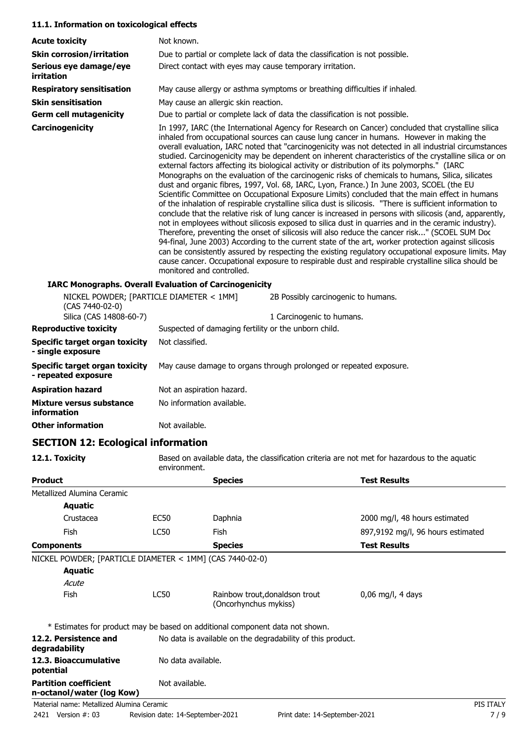### 11.1. Information on toxicological effects

| | |
|---|---|
| **Acute toxicity** | Not known. |
| **Skin corrosion/irritation** | Due to partial or complete lack of data the classification is not possible. |
| **Serious eye damage/eye irritation** | Direct contact with eyes may cause temporary irritation. |
| **Respiratory sensitisation** | May cause allergy or asthma symptoms or breathing difficulties if inhaled. |
| **Skin sensitisation** | May cause an allergic skin reaction. |
| **Germ cell mutagenicity** | Due to partial or complete lack of data the classification is not possible. |
| **Carcinogenicity** | In 1997, IARC (the International Agency for Research on Cancer) concluded that crystalline silica inhaled from occupational sources can cause lung cancer in humans. However in making the overall evaluation, IARC noted that "carcinogenicity was not detected in all industrial circumstances studied. Carcinogenicity may be dependent on inherent characteristics of the crystalline silica or on external factors affecting its biological activity or distribution of its polymorphs." (IARC Monographs on the evaluation of the carcinogenic risks of chemicals to humans, Silica, silicates dust and organic fibres, 1997, Vol. 68, IARC, Lyon, France.) In June 2003, SCOEL (the EU Scientific Committee on Occupational Exposure Limits) concluded that the main effect in humans of the inhalation of respirable crystalline silica dust is silicosis. "There is sufficient information to conclude that the relative risk of lung cancer is increased in persons with silicosis (and, apparently, not in employees without silicosis exposed to silica dust in quarries and in the ceramic industry). Therefore, preventing the onset of silicosis will also reduce the cancer risk..." (SCOEL SUM Doc 94-final, June 2003) According to the current state of the art, worker protection against silicosis can be consistently assured by respecting the existing regulatory occupational exposure limits. May cause cancer. Occupational exposure to respirable dust and respirable crystalline silica should be monitored and controlled. |

**IARC Monographs. Overall Evaluation of Carcinogenicity**

| | |
|---|---|
| NICKEL POWDER; [PARTICLE DIAMETER < 1MM] (CAS 7440-02-0) | 2B Possibly carcinogenic to humans. |
| Silica (CAS 14808-60-7) | 1 Carcinogenic to humans. |

| | |
|---|---|
| **Reproductive toxicity** | Suspected of damaging fertility or the unborn child. |
| **Specific target organ toxicity - single exposure** | Not classified. |
| **Specific target organ toxicity - repeated exposure** | May cause damage to organs through prolonged or repeated exposure. |
| **Aspiration hazard** | Not an aspiration hazard. |
| **Mixture versus substance information** | No information available. |
| **Other information** | Not available. |

## SECTION 12: Ecological information

**12.1. Toxicity** Based on available data, the classification criteria are not met for hazardous to the aquatic environment.

| **Product** | | **Species** | **Test Results** |
|---|---|---|---|
| Metallized Alumina Ceramic | | | |
| **Aquatic** | | | |
| Crustacea | EC50 | Daphnia | 2000 mg/l, 48 hours estimated |
| Fish | LC50 | Fish | 897,9192 mg/l, 96 hours estimated |
| **Components** | | **Species** | **Test Results** |
| NICKEL POWDER; [PARTICLE DIAMETER < 1MM] (CAS 7440-02-0) | | | |
| **Aquatic** | | | |
| *Acute* | | | |
| Fish | LC50 | Rainbow trout,donaldson trout (Oncorhynchus mykiss) | 0,06 mg/l, 4 days |

\* Estimates for product may be based on additional component data not shown.

| | |
|---|---|
| **12.2. Persistence and degradability** | No data is available on the degradability of this product. |
| **12.3. Bioaccumulative potential** | No data available. |
| **Partition coefficient n-octanol/water (log Kow)** | Not available. |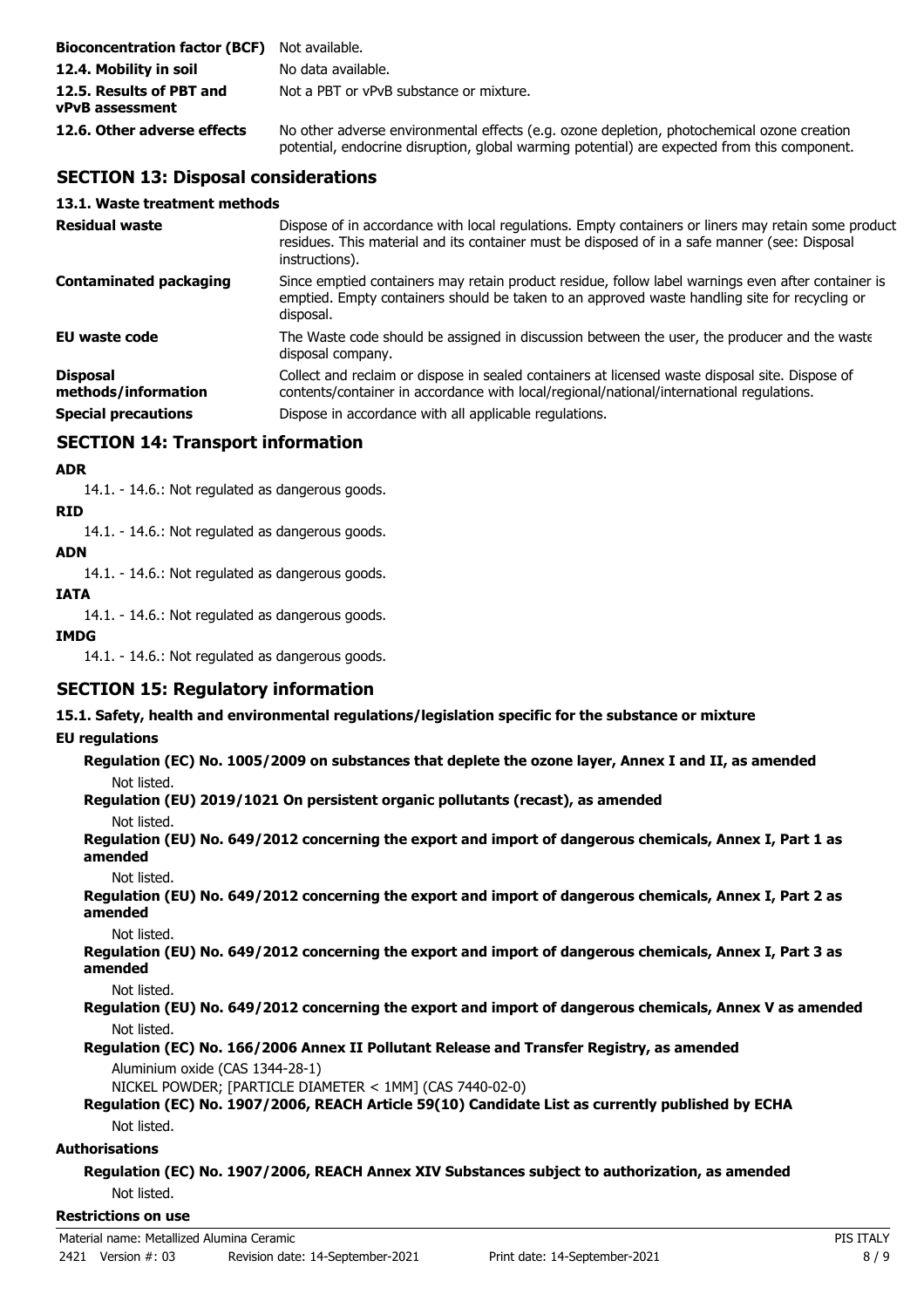| | |
|---|---|
| **Bioconcentration factor (BCF)** | Not available. |
| **12.4. Mobility in soil** | No data available. |
| **12.5. Results of PBT and vPvB assessment** | Not a PBT or vPvB substance or mixture. |
| **12.6. Other adverse effects** | No other adverse environmental effects (e.g. ozone depletion, photochemical ozone creation potential, endocrine disruption, global warming potential) are expected from this component. |

## SECTION 13: Disposal considerations

### 13.1. Waste treatment methods

| | |
|---|---|
| **Residual waste** | Dispose of in accordance with local regulations. Empty containers or liners may retain some product residues. This material and its container must be disposed of in a safe manner (see: Disposal instructions). |
| **Contaminated packaging** | Since emptied containers may retain product residue, follow label warnings even after container is emptied. Empty containers should be taken to an approved waste handling site for recycling or disposal. |
| **EU waste code** | The Waste code should be assigned in discussion between the user, the producer and the waste disposal company. |
| **Disposal methods/information** | Collect and reclaim or dispose in sealed containers at licensed waste disposal site. Dispose of contents/container in accordance with local/regional/national/international regulations. |
| **Special precautions** | Dispose in accordance with all applicable regulations. |

## SECTION 14: Transport information

**ADR**

14.1. - 14.6.: Not regulated as dangerous goods.

**RID**

14.1. - 14.6.: Not regulated as dangerous goods.

**ADN**

14.1. - 14.6.: Not regulated as dangerous goods.

**IATA**

14.1. - 14.6.: Not regulated as dangerous goods.

**IMDG**

14.1. - 14.6.: Not regulated as dangerous goods.

## SECTION 15: Regulatory information

### 15.1. Safety, health and environmental regulations/legislation specific for the substance or mixture

**EU regulations**

**Regulation (EC) No. 1005/2009 on substances that deplete the ozone layer, Annex I and II, as amended**

Not listed.

**Regulation (EU) 2019/1021 On persistent organic pollutants (recast), as amended**

Not listed.

**Regulation (EU) No. 649/2012 concerning the export and import of dangerous chemicals, Annex I, Part 1 as amended**

Not listed.

**Regulation (EU) No. 649/2012 concerning the export and import of dangerous chemicals, Annex I, Part 2 as amended**

Not listed.

**Regulation (EU) No. 649/2012 concerning the export and import of dangerous chemicals, Annex I, Part 3 as amended**

Not listed.

**Regulation (EU) No. 649/2012 concerning the export and import of dangerous chemicals, Annex V as amended**

Not listed.

**Regulation (EC) No. 166/2006 Annex II Pollutant Release and Transfer Registry, as amended**

Aluminium oxide (CAS 1344-28-1)

NICKEL POWDER; [PARTICLE DIAMETER < 1MM] (CAS 7440-02-0)

**Regulation (EC) No. 1907/2006, REACH Article 59(10) Candidate List as currently published by ECHA**

Not listed.

**Authorisations**

**Regulation (EC) No. 1907/2006, REACH Annex XIV Substances subject to authorization, as amended**

Not listed.

**Restrictions on use**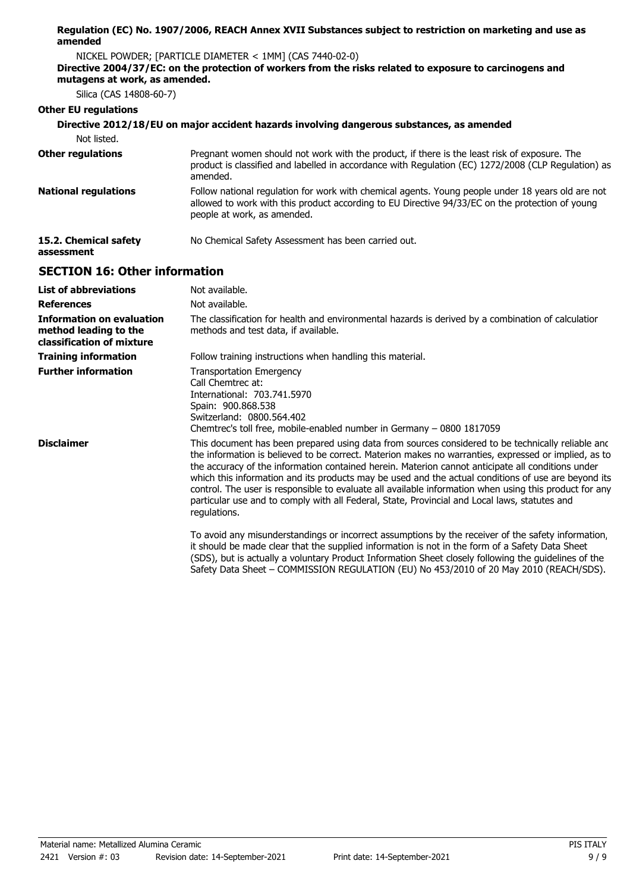**Regulation (EC) No. 1907/2006, REACH Annex XVII Substances subject to restriction on marketing and use as amended**

NICKEL POWDER; [PARTICLE DIAMETER < 1MM] (CAS 7440-02-0)

**Directive 2004/37/EC: on the protection of workers from the risks related to exposure to carcinogens and mutagens at work, as amended.**

Silica (CAS 14808-60-7)

**Other EU regulations**

**Directive 2012/18/EU on major accident hazards involving dangerous substances, as amended**

Not listed.

**Other regulations**

Pregnant women should not work with the product, if there is the least risk of exposure. The product is classified and labelled in accordance with Regulation (EC) 1272/2008 (CLP Regulation) as amended.

**National regulations**

Follow national regulation for work with chemical agents. Young people under 18 years old are not allowed to work with this product according to EU Directive 94/33/EC on the protection of young people at work, as amended.

**15.2. Chemical safety assessment**

No Chemical Safety Assessment has been carried out.

## SECTION 16: Other information

**List of abbreviations**

Not available.

**References**

Not available.

**Information on evaluation method leading to the classification of mixture**

The classification for health and environmental hazards is derived by a combination of calculation methods and test data, if available.

**Training information**

Follow training instructions when handling this material.

**Further information**

Transportation Emergency
Call Chemtrec at:
International: 703.741.5970
Spain: 900.868.538
Switzerland: 0800.564.402
Chemtrec's toll free, mobile-enabled number in Germany – 0800 1817059

**Disclaimer**

This document has been prepared using data from sources considered to be technically reliable and the information is believed to be correct. Materion makes no warranties, expressed or implied, as to the accuracy of the information contained herein. Materion cannot anticipate all conditions under which this information and its products may be used and the actual conditions of use are beyond its control. The user is responsible to evaluate all available information when using this product for any particular use and to comply with all Federal, State, Provincial and Local laws, statutes and regulations.

To avoid any misunderstandings or incorrect assumptions by the receiver of the safety information, it should be made clear that the supplied information is not in the form of a Safety Data Sheet (SDS), but is actually a voluntary Product Information Sheet closely following the guidelines of the Safety Data Sheet – COMMISSION REGULATION (EU) No 453/2010 of 20 May 2010 (REACH/SDS).